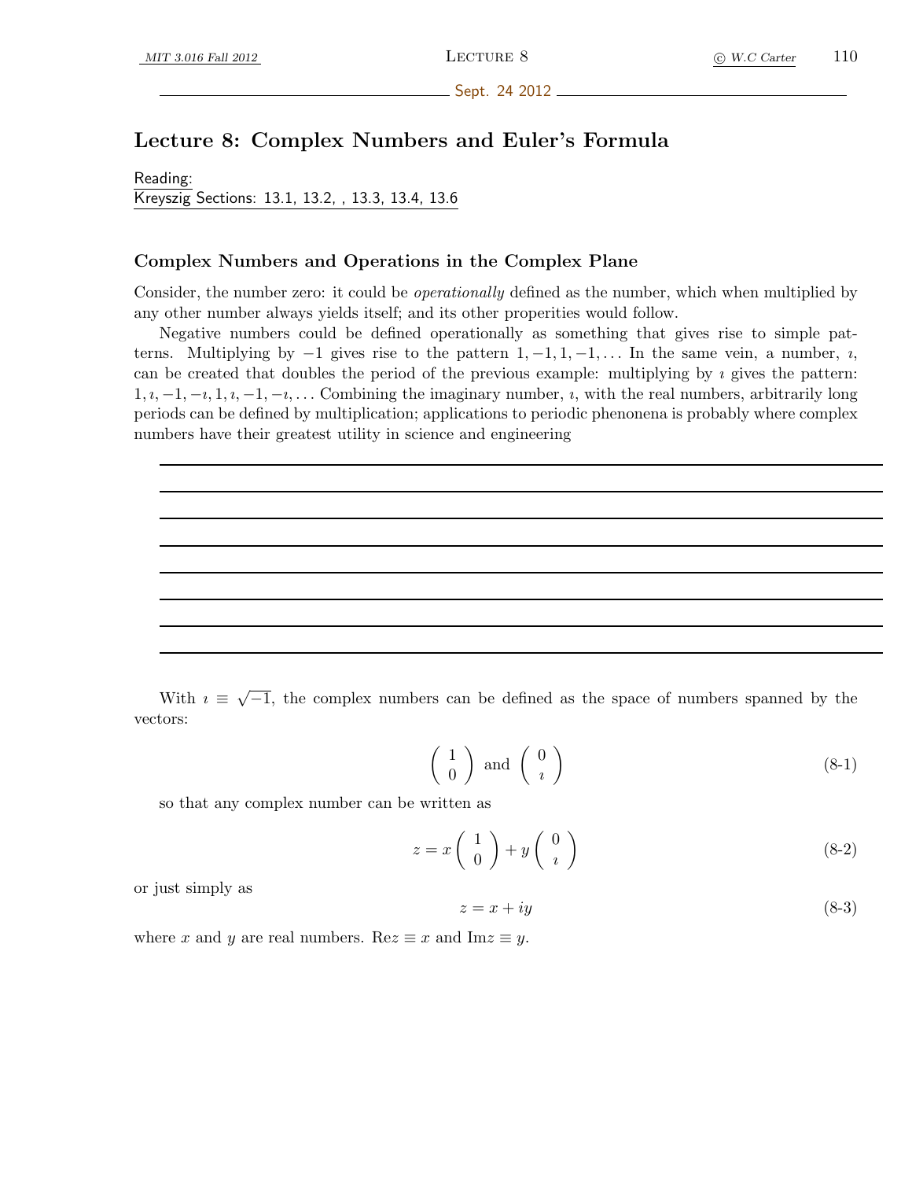Sept. 24 2012

# Lecture 8: Complex Numbers and Euler's Formula

Reading:
Kreyszig Sections: 13.1, 13.2, , 13.3, 13.4, 13.6

### Complex Numbers and Operations in the Complex Plane

Consider, the number zero: it could be *operationally* defined as the number, which when multiplied by any other number always yields itself; and its other properities would follow.

Negative numbers could be defined operationally as something that gives rise to simple patterns. Multiplying by $-1$ gives rise to the pattern $1, -1, 1, -1, \ldots$ In the same vein, a number, $\imath$, can be created that doubles the period of the previous example: multiplying by $\imath$ gives the pattern: $1, \imath, -1, -\imath, 1, \imath, -1, -\imath, \ldots$ Combining the imaginary number, $\imath$, with the real numbers, arbitrarily long periods can be defined by multiplication; applications to periodic phenonena is probably where complex numbers have their greatest utility in science and engineering

With $\imath \equiv \sqrt{-1}$, the complex numbers can be defined as the space of numbers spanned by the vectors:

$$\begin{pmatrix} 1 \\ 0 \end{pmatrix} \text{ and } \begin{pmatrix} 0 \\ \imath \end{pmatrix} \tag{8-1}$$

so that any complex number can be written as

$$z = x \begin{pmatrix} 1 \\ 0 \end{pmatrix} + y \begin{pmatrix} 0 \\ \imath \end{pmatrix} \tag{8-2}$$

or just simply as

$$z = x + iy \tag{8-3}$$

where $x$ and $y$ are real numbers. $\text{Re}z \equiv x$ and $\text{Im}z \equiv y$.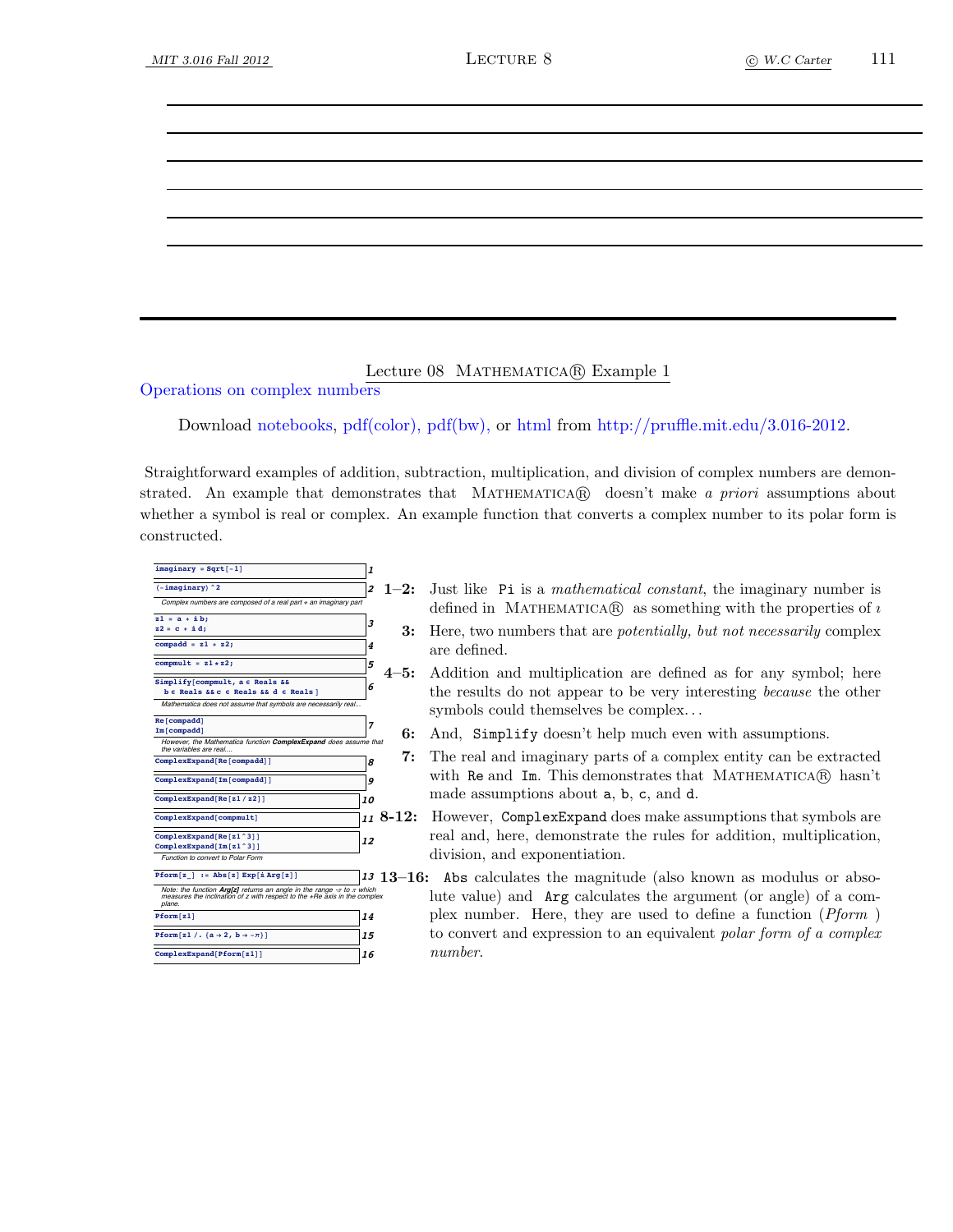## Lecture 08 MATHEMATICA® Example 1

Operations on complex numbers

Download notebooks, pdf(color), pdf(bw), or html from http://pruffle.mit.edu/3.016-2012.

Straightforward examples of addition, subtraction, multiplication, and division of complex numbers are demonstrated. An example that demonstrates that MATHEMATICA® doesn't make *a priori* assumptions about whether a symbol is real or complex. An example function that converts a complex number to its polar form is constructed.

```
imaginary = Sqrt[-1]                                                    1

(-imaginary)^2                                                          2
```

*Complex numbers are composed of a real part + an imaginary part*

```
z1 = a + i b;
z2 = c + i d;                                                           3

compadd = z1 + z2;                                                      4

compmult = z1 * z2;                                                     5

Simplify[compmult, a ∈ Reals &&
  b ∈ Reals && c ∈ Reals && d ∈ Reals]                                  6
```

*Mathematica does not assume that symbols are necessarily real...*

```
Re[compadd]
Im[compadd]                                                             7
```

*However, the Mathematica function **ComplexExpand** does assume that the variables are real....*

```
ComplexExpand[Re[compadd]]                                              8

ComplexExpand[Im[compadd]]                                              9

ComplexExpand[Re[z1 / z2]]                                              10

ComplexExpand[compmult]                                                 11

ComplexExpand[Re[z1^3]]
ComplexExpand[Im[z1^3]]                                                 12
```

*Function to convert to Polar Form*

```
Pform[z_] := Abs[z] Exp[i Arg[z]]                                       13
```

*Note: the function **Arg[z]** returns an angle in the range -π to π which measures the inclination of z with respect to the +Re axis in the complex plane.*

```
Pform[z1]                                                               14

Pform[z1 /. {a → 2, b → -π}]                                            15

ComplexExpand[Pform[z1]]                                                16
```

**1–2:** Just like `Pi` is a *mathematical constant*, the imaginary number is defined in MATHEMATICA® as something with the properties of $\imath$

**3:** Here, two numbers that are *potentially, but not necessarily* complex are defined.

**4–5:** Addition and multiplication are defined as for any symbol; here the results do not appear to be very interesting *because* the other symbols could themselves be complex...

**6:** And, `Simplify` doesn't help much even with assumptions.

**7:** The real and imaginary parts of a complex entity can be extracted with `Re` and `Im`. This demonstrates that MATHEMATICA® hasn't made assumptions about `a`, `b`, `c`, and `d`.

**8-12:** However, `ComplexExpand` does make assumptions that symbols are real and, here, demonstrate the rules for addition, multiplication, division, and exponentiation.

**13–16:** `Abs` calculates the magnitude (also known as modulus or absolute value) and `Arg` calculates the argument (or angle) of a complex number. Here, they are used to define a function (*Pform* ) to convert and expression to an equivalent *polar form of a complex number*.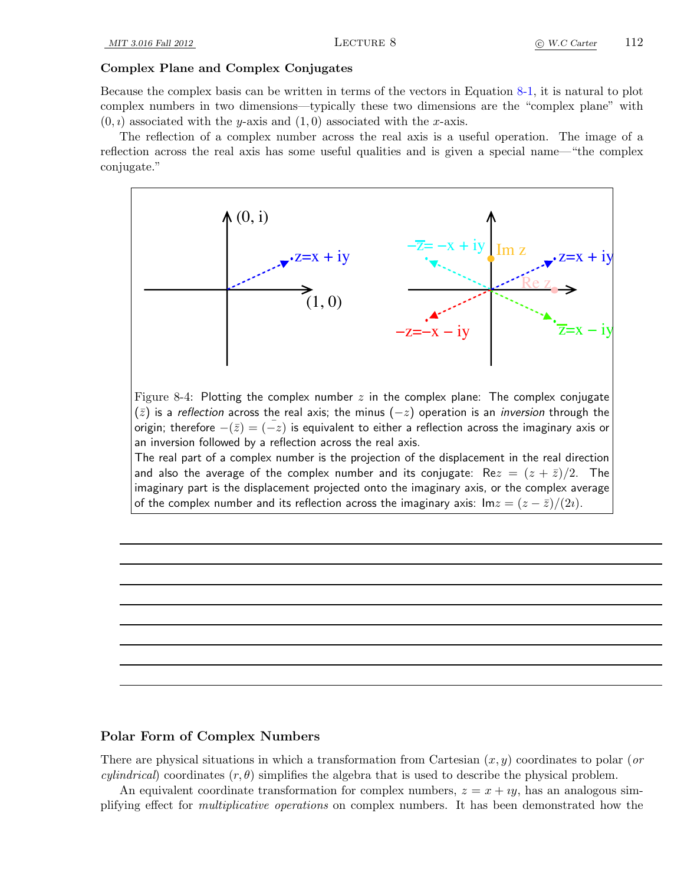### Complex Plane and Complex Conjugates

Because the complex basis can be written in terms of the vectors in Equation 8-1, it is natural to plot complex numbers in two dimensions—typically these two dimensions are the "complex plane" with $(0, \imath)$ associated with the $y$-axis and $(1, 0)$ associated with the $x$-axis.

The reflection of a complex number across the real axis is a useful operation. The image of a reflection across the real axis has some useful qualities and is given a special name—"the complex conjugate."

Figure 8-4: Plotting the complex number $z$ in the complex plane: The complex conjugate ($\bar{z}$) is a *reflection* across the real axis; the minus ($-z$) operation is an *inversion* through the origin; therefore $-(\bar{z}) = (\bar{-z})$ is equivalent to either a reflection across the imaginary axis or an inversion followed by a reflection across the real axis.
The real part of a complex number is the projection of the displacement in the real direction and also the average of the complex number and its conjugate: $\text{Re}z = (z + \bar{z})/2$. The imaginary part is the displacement projected onto the imaginary axis, or the complex average of the complex number and its reflection across the imaginary axis: $\text{Im}z = (z - \bar{z})/(2\imath)$.

### Polar Form of Complex Numbers

There are physical situations in which a transformation from Cartesian $(x, y)$ coordinates to polar (*or cylindrical*) coordinates $(r, \theta)$ simplifies the algebra that is used to describe the physical problem.

An equivalent coordinate transformation for complex numbers, $z = x + \imath y$, has an analogous simplifying effect for *multiplicative operations* on complex numbers. It has been demonstrated how the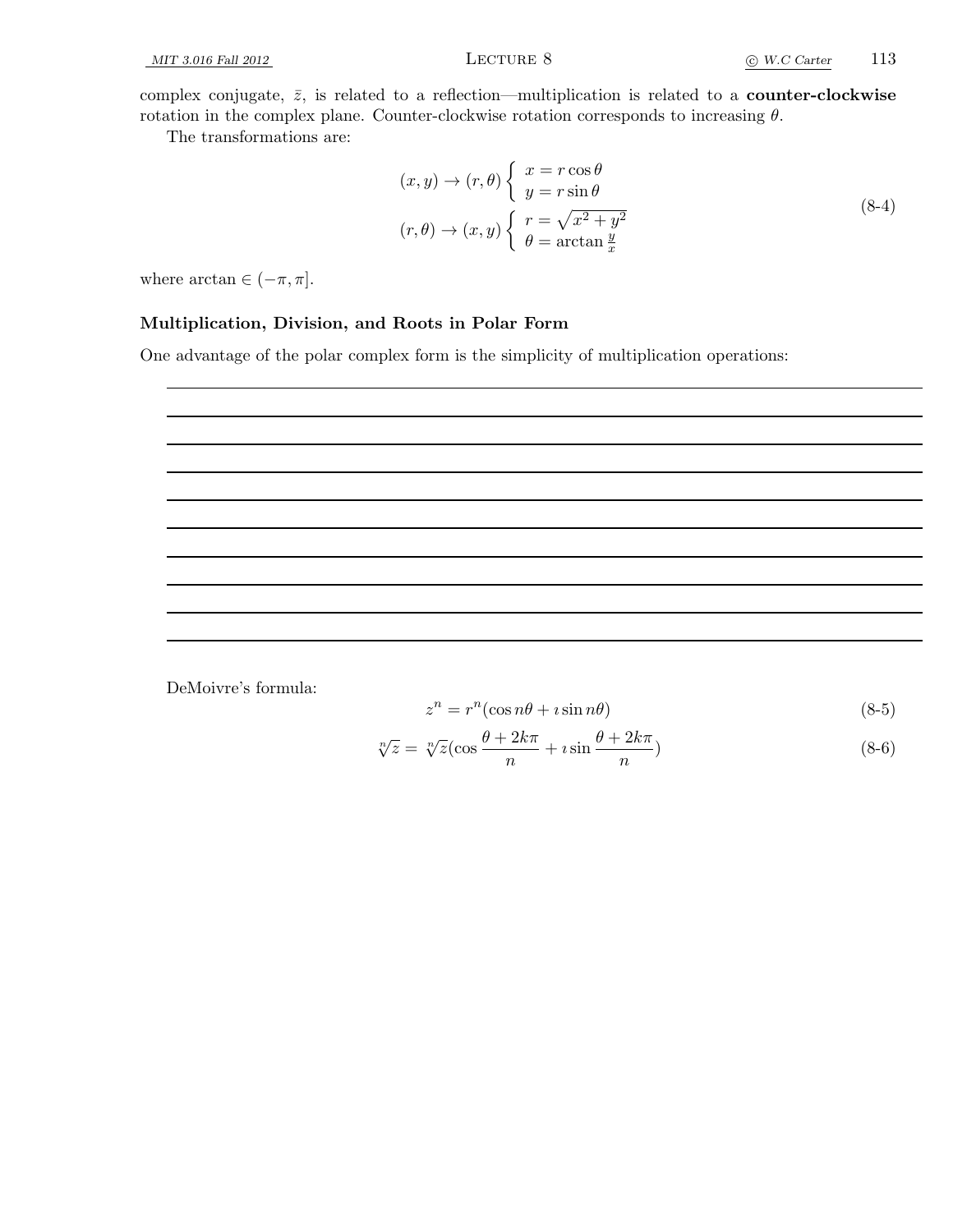complex conjugate, $\bar{z}$, is related to a reflection—multiplication is related to a **counter-clockwise** rotation in the complex plane. Counter-clockwise rotation corresponds to increasing $\theta$.

The transformations are:

$$
\begin{aligned}
(x, y) \to (r, \theta) & \left\{ \begin{array}{l} x = r\cos\theta \\ y = r\sin\theta \end{array} \right. \\
(r, \theta) \to (x, y) & \left\{ \begin{array}{l} r = \sqrt{x^2 + y^2} \\ \theta = \arctan\frac{y}{x} \end{array} \right.
\end{aligned}
\tag{8-4}
$$

where $\arctan \in (-\pi, \pi]$.

### Multiplication, Division, and Roots in Polar Form

One advantage of the polar complex form is the simplicity of multiplication operations:

DeMoivre's formula:

$$
z^n = r^n(\cos n\theta + \imath \sin n\theta) \tag{8-5}
$$

$$
\sqrt[n]{z} = \sqrt[n]{z}(\cos\frac{\theta + 2k\pi}{n} + \imath \sin\frac{\theta + 2k\pi}{n}) \tag{8-6}
$$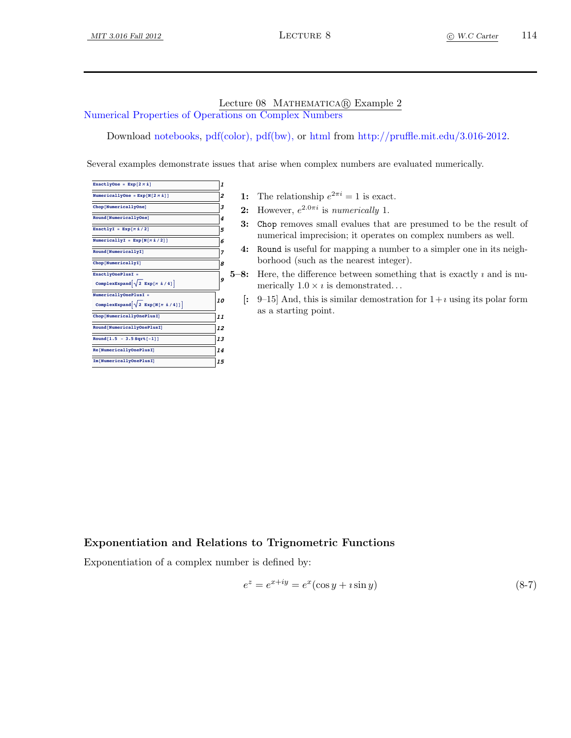Lecture 08 MATHEMATICA® Example 2

Numerical Properties of Operations on Complex Numbers

Download notebooks, pdf(color), pdf(bw), or html from http://pruffle.mit.edu/3.016-2012.

Several examples demonstrate issues that arise when complex numbers are evaluated numerically.

```
ExactlyOne = Exp[2 π i]                                   1
NumericallyOne = Exp[N[2 π i]]                            2
Chop[NumericallyOne]                                      3
Round[NumericallyOne]                                     4
ExactlyI = Exp[π i / 2]                                   5
NumericallyI = Exp[N[π i / 2]]                            6
Round[NumericallyI]                                       7
Chop[NumericallyI]                                        8
ExactlyOnePlusI =
  ComplexExpand[Sqrt[2] Exp[π i / 4]]                     9
NumericallyOnePlusI =
  ComplexExpand[Sqrt[2] Exp[N[π i / 4]]]                  10
Chop[NumericallyOnePlusI]                                 11
Round[NumericallyOnePlusI]                                12
Round[1.5 - 3.5 Sqrt[-1]]                                 13
Re[NumericallyOnePlusI]                                   14
Im[NumericallyOnePlusI]                                   15
```

**1:** The relationship $e^{2\pi i} = 1$ is exact.

**2:** However, $e^{2.0 \pi i}$ is *numerically* 1.

**3:** `Chop` removes small evalues that are presumed to be the result of numerical imprecision; it operates on complex numbers as well.

**4:** `Round` is useful for mapping a number to a simpler one in its neighborhood (such as the nearest integer).

**5–8:** Here, the difference between something that is exactly $\imath$ and is numerically $1.0 \times \imath$ is demonstrated...

**[:** 9–15] And, this is similar demostration for $1+\imath$ using its polar form as a starting point.

### Exponentiation and Relations to Trignometric Functions

Exponentiation of a complex number is defined by:

$$e^z = e^{x+iy} = e^x(\cos y + \imath \sin y) \tag{8-7}$$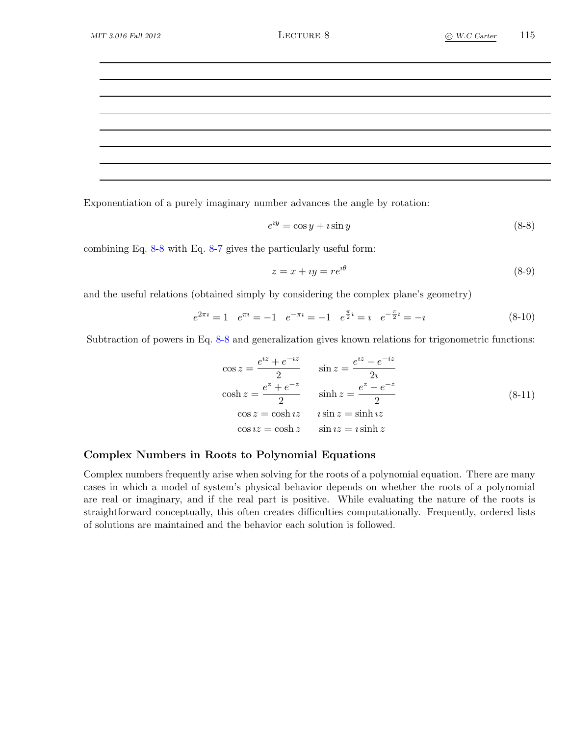Exponentiation of a purely imaginary number advances the angle by rotation:

$$e^{\imath y} = \cos y + \imath \sin y \tag{8-8}$$

combining Eq. 8-8 with Eq. 8-7 gives the particularly useful form:

$$z = x + \imath y = r e^{\imath \theta} \tag{8-9}$$

and the useful relations (obtained simply by considering the complex plane's geometry)

$$e^{2\pi\imath} = 1 \quad e^{\pi\imath} = -1 \quad e^{-\pi\imath} = -1 \quad e^{\frac{\pi}{2}\imath} = \imath \quad e^{-\frac{\pi}{2}\imath} = -\imath \tag{8-10}$$

Subtraction of powers in Eq. 8-8 and generalization gives known relations for trigonometric functions:

$$\begin{aligned}
\cos z &= \frac{e^{\imath z} + e^{-\imath z}}{2} \qquad & \sin z &= \frac{e^{\imath z} - e^{-\imath z}}{2\imath} \\
\cosh z &= \frac{e^{z} + e^{-z}}{2} \qquad & \sinh z &= \frac{e^{z} - e^{-z}}{2} \\
\cos z &= \cosh \imath z \qquad & \imath \sin z &= \sinh \imath z \\
\cos \imath z &= \cosh z \qquad & \sin \imath z &= \imath \sinh z
\end{aligned} \tag{8-11}$$

### Complex Numbers in Roots to Polynomial Equations

Complex numbers frequently arise when solving for the roots of a polynomial equation. There are many cases in which a model of system's physical behavior depends on whether the roots of a polynomial are real or imaginary, and if the real part is positive. While evaluating the nature of the roots is straightforward conceptually, this often creates difficulties computationally. Frequently, ordered lists of solutions are maintained and the behavior each solution is followed.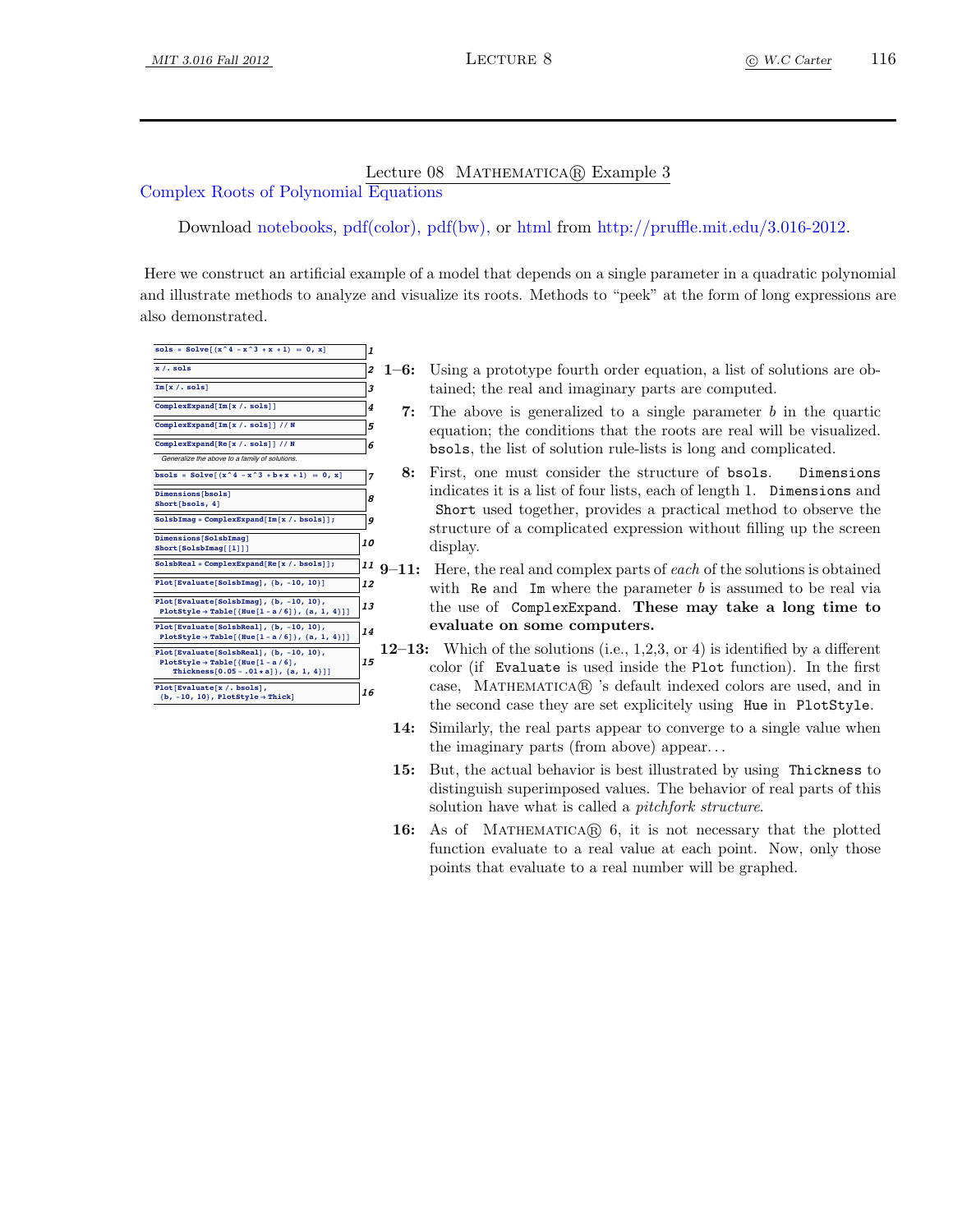## Lecture 08 MATHEMATICA® Example 3

Complex Roots of Polynomial Equations

Download notebooks, pdf(color), pdf(bw), or html from http://pruffle.mit.edu/3.016-2012.

Here we construct an artificial example of a model that depends on a single parameter in a quadratic polynomial and illustrate methods to analyze and visualize its roots. Methods to "peek" at the form of long expressions are also demonstrated.

```
sols = Solve[(x^4 - x^3 + x + 1) == 0, x]                                    (1)
x /. sols                                                                    (2)
Im[x /. sols]                                                                (3)
ComplexExpand[Im[x /. sols]]                                                 (4)
ComplexExpand[Im[x /. sols]] // N                                            (5)
ComplexExpand[Re[x /. sols]] // N                                            (6)
(* Generalize the above to a family of solutions. *)
bsols = Solve[(x^4 - x^3 + b * x + 1) == 0, x]                               (7)
Dimensions[bsols]
Short[bsols, 4]                                                              (8)
SolsbImag = ComplexExpand[Im[x /. bsols]];                                   (9)
Dimensions[SolsbImag]
Short[SolsbImag[[1]]]                                                        (10)
SolsbReal = ComplexExpand[Re[x /. bsols]];                                   (11)
Plot[Evaluate[SolsbImag], {b, -10, 10}]                                      (12)
Plot[Evaluate[SolsbImag], {b, -10, 10},
 PlotStyle → Table[{Hue[1 - a / 6]}, {a, 1, 4}]]                             (13)
Plot[Evaluate[SolsbReal], {b, -10, 10},
 PlotStyle → Table[{Hue[1 - a / 6]}, {a, 1, 4}]]                             (14)
Plot[Evaluate[SolsbReal], {b, -10, 10},
 PlotStyle → Table[{Hue[1 - a / 6],
    Thickness[0.05 - .01 * a]}, {a, 1, 4}]]                                  (15)
Plot[Evaluate[x /. bsols],
 {b, -10, 10}, PlotStyle → Thick]                                            (16)
```

**1–6:** Using a prototype fourth order equation, a list of solutions are obtained; the real and imaginary parts are computed.

**7:** The above is generalized to a single parameter $b$ in the quartic equation; the conditions that the roots are real will be visualized. `bsols`, the list of solution rule-lists is long and complicated.

**8:** First, one must consider the structure of `bsols`. `Dimensions` indicates it is a list of four lists, each of length 1. `Dimensions` and `Short` used together, provides a practical method to observe the structure of a complicated expression without filling up the screen display.

**9–11:** Here, the real and complex parts of *each* of the solutions is obtained with `Re` and `Im` where the parameter $b$ is assumed to be real via the use of `ComplexExpand`. **These may take a long time to evaluate on some computers.**

**12–13:** Which of the solutions (i.e., 1,2,3, or 4) is identified by a different color (if `Evaluate` is used inside the `Plot` function). In the first case, MATHEMATICA® 's default indexed colors are used, and in the second case they are set explicitely using `Hue` in `PlotStyle`.

**14:** Similarly, the real parts appear to converge to a single value when the imaginary parts (from above) appear...

**15:** But, the actual behavior is best illustrated by using `Thickness` to distinguish superimposed values. The behavior of real parts of this solution have what is called a *pitchfork structure*.

**16:** As of MATHEMATICA® 6, it is not necessary that the plotted function evaluate to a real value at each point. Now, only those points that evaluate to a real number will be graphed.